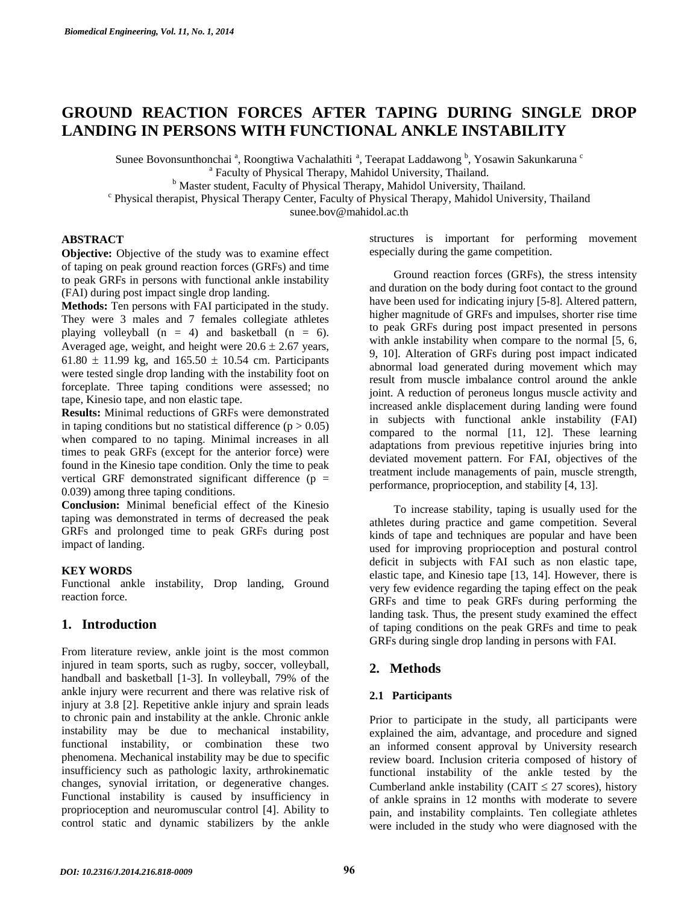# GROUND REACTION FORCES AFTER TAPING DURING SINGLE DROP LANDING IN PERSONS WITH FUNCTIONAL ANKLE INSTABILITY

Sunee Bovonsunthonchai [a], Roongtiwa Vachalathiti [a], Teerapat Laddawong [b], Yosawin Sakunkaruna [c]

[a] Faculty of Physical Therapy, Mahidol University, Thailand.

[b] Master student, Faculty of Physical Therapy, Mahidol University, Thailand.

[c] Physical therapist, Physical Therapy Center, Faculty of Physical Therapy, Mahidol University, Thailand

sunee.bov@mahidol.ac.th

## ABSTRACT

**Objective:** Objective of the study was to examine effect of taping on peak ground reaction forces (GRFs) and time to peak GRFs in persons with functional ankle instability (FAI) during post impact single drop landing.

**Methods:** Ten persons with FAI participated in the study. They were 3 males and 7 females collegiate athletes playing volleyball (n = 4) and basketball (n = 6). Averaged age, weight, and height were 20.6 ± 2.67 years, 61.80 ± 11.99 kg, and 165.50 ± 10.54 cm. Participants were tested single drop landing with the instability foot on forceplate. Three taping conditions were assessed; no tape, Kinesio tape, and non elastic tape.

**Results:** Minimal reductions of GRFs were demonstrated in taping conditions but no statistical difference ($p > 0.05$) when compared to no taping. Minimal increases in all times to peak GRFs (except for the anterior force) were found in the Kinesio tape condition. Only the time to peak vertical GRF demonstrated significant difference ($p = 0.039$) among three taping conditions.

**Conclusion:** Minimal beneficial effect of the Kinesio taping was demonstrated in terms of decreased the peak GRFs and prolonged time to peak GRFs during post impact of landing.

## KEY WORDS

Functional ankle instability, Drop landing, Ground reaction force.

## 1. Introduction

From literature review, ankle joint is the most common injured in team sports, such as rugby, soccer, volleyball, handball and basketball [1-3]. In volleyball, 79% of the ankle injury were recurrent and there was relative risk of injury at 3.8 [2]. Repetitive ankle injury and sprain leads to chronic pain and instability at the ankle. Chronic ankle instability may be due to mechanical instability, functional instability, or combination these two phenomena. Mechanical instability may be due to specific insufficiency such as pathologic laxity, arthrokinematic changes, synovial irritation, or degenerative changes. Functional instability is caused by insufficiency in proprioception and neuromuscular control [4]. Ability to control static and dynamic stabilizers by the ankle structures is important for performing movement especially during the game competition.

Ground reaction forces (GRFs), the stress intensity and duration on the body during foot contact to the ground have been used for indicating injury [5-8]. Altered pattern, higher magnitude of GRFs and impulses, shorter rise time to peak GRFs during post impact presented in persons with ankle instability when compare to the normal [5, 6, 9, 10]. Alteration of GRFs during post impact indicated abnormal load generated during movement which may result from muscle imbalance control around the ankle joint. A reduction of peroneus longus muscle activity and increased ankle displacement during landing were found in subjects with functional ankle instability (FAI) compared to the normal [11, 12]. These learning adaptations from previous repetitive injuries bring into deviated movement pattern. For FAI, objectives of the treatment include managements of pain, muscle strength, performance, proprioception, and stability [4, 13].

To increase stability, taping is usually used for the athletes during practice and game competition. Several kinds of tape and techniques are popular and have been used for improving proprioception and postural control deficit in subjects with FAI such as non elastic tape, elastic tape, and Kinesio tape [13, 14]. However, there is very few evidence regarding the taping effect on the peak GRFs and time to peak GRFs during performing the landing task. Thus, the present study examined the effect of taping conditions on the peak GRFs and time to peak GRFs during single drop landing in persons with FAI.

## 2. Methods

### 2.1 Participants

Prior to participate in the study, all participants were explained the aim, advantage, and procedure and signed an informed consent approval by University research review board. Inclusion criteria composed of history of functional instability of the ankle tested by the Cumberland ankle instability (CAIT ≤ 27 scores), history of ankle sprains in 12 months with moderate to severe pain, and instability complaints. Ten collegiate athletes were included in the study who were diagnosed with the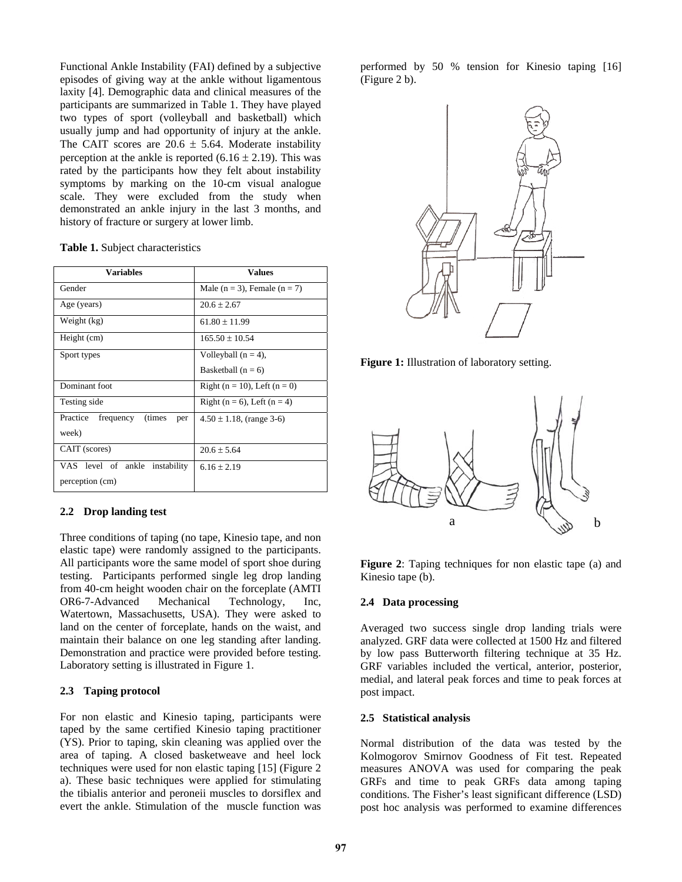Functional Ankle Instability (FAI) defined by a subjective episodes of giving way at the ankle without ligamentous laxity [4]. Demographic data and clinical measures of the participants are summarized in Table 1. They have played two types of sport (volleyball and basketball) which usually jump and had opportunity of injury at the ankle. The CAIT scores are 20.6 ± 5.64. Moderate instability perception at the ankle is reported (6.16 ± 2.19). This was rated by the participants how they felt about instability symptoms by marking on the 10-cm visual analogue scale. They were excluded from the study when demonstrated an ankle injury in the last 3 months, and history of fracture or surgery at lower limb.

**Table 1.** Subject characteristics

| Variables | Values |
|---|---|
| Gender | Male (n = 3), Female (n = 7) |
| Age (years) | 20.6 ± 2.67 |
| Weight (kg) | 61.80 ± 11.99 |
| Height (cm) | 165.50 ± 10.54 |
| Sport types | Volleyball (n = 4), Basketball (n = 6) |
| Dominant foot | Right (n = 10), Left (n = 0) |
| Testing side | Right (n = 6), Left (n = 4) |
| Practice frequency (times per week) | 4.50 ± 1.18, (range 3-6) |
| CAIT (scores) | 20.6 ± 5.64 |
| VAS level of ankle instability perception (cm) | 6.16 ± 2.19 |

### 2.2 Drop landing test

Three conditions of taping (no tape, Kinesio tape, and non elastic tape) were randomly assigned to the participants. All participants wore the same model of sport shoe during testing. Participants performed single leg drop landing from 40-cm height wooden chair on the forceplate (AMTI OR6-7-Advanced Mechanical Technology, Inc, Watertown, Massachusetts, USA). They were asked to land on the center of forceplate, hands on the waist, and maintain their balance on one leg standing after landing. Demonstration and practice were provided before testing. Laboratory setting is illustrated in Figure 1.

### 2.3 Taping protocol

For non elastic and Kinesio taping, participants were taped by the same certified Kinesio taping practitioner (YS). Prior to taping, skin cleaning was applied over the area of taping. A closed basketweave and heel lock techniques were used for non elastic taping [15] (Figure 2 a). These basic techniques were applied for stimulating the tibialis anterior and peroneii muscles to dorsiflex and evert the ankle. Stimulation of the muscle function was performed by 50 % tension for Kinesio taping [16] (Figure 2 b).

**Figure 1:** Illustration of laboratory setting.

**Figure 2**: Taping techniques for non elastic tape (a) and Kinesio tape (b).

### 2.4 Data processing

Averaged two success single drop landing trials were analyzed. GRF data were collected at 1500 Hz and filtered by low pass Butterworth filtering technique at 35 Hz. GRF variables included the vertical, anterior, posterior, medial, and lateral peak forces and time to peak forces at post impact.

### 2.5 Statistical analysis

Normal distribution of the data was tested by the Kolmogorov Smirnov Goodness of Fit test. Repeated measures ANOVA was used for comparing the peak GRFs and time to peak GRFs data among taping conditions. The Fisher's least significant difference (LSD) post hoc analysis was performed to examine differences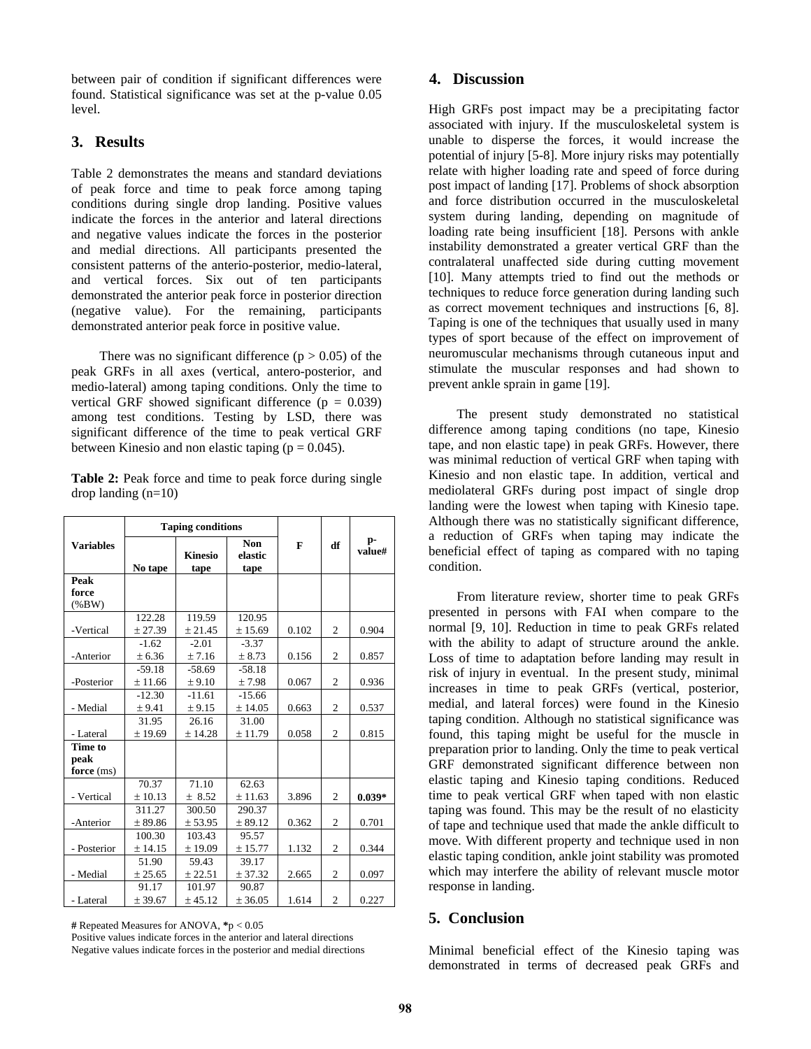between pair of condition if significant differences were found. Statistical significance was set at the p-value 0.05 level.

## 3. Results

Table 2 demonstrates the means and standard deviations of peak force and time to peak force among taping conditions during single drop landing. Positive values indicate the forces in the anterior and lateral directions and negative values indicate the forces in the posterior and medial directions. All participants presented the consistent patterns of the anterio-posterior, medio-lateral, and vertical forces. Six out of ten participants demonstrated the anterior peak force in posterior direction (negative value). For the remaining, participants demonstrated anterior peak force in positive value.

There was no significant difference ($p > 0.05$) of the peak GRFs in all axes (vertical, antero-posterior, and medio-lateral) among taping conditions. Only the time to vertical GRF showed significant difference ($p = 0.039$) among test conditions. Testing by LSD, there was significant difference of the time to peak vertical GRF between Kinesio and non elastic taping ($p = 0.045$).

**Table 2:** Peak force and time to peak force during single drop landing (n=10)

| Variables | Taping conditions | | | F | df | p-value# |
|---|---|---|---|---|---|---|
| | No tape | Kinesio tape | Non elastic tape | | | |
| **Peak force** (%BW) | | | | | | |
| -Vertical | 122.28 ± 27.39 | 119.59 ± 21.45 | 120.95 ± 15.69 | 0.102 | 2 | 0.904 |
| -Anterior | -1.62 ± 6.36 | -2.01 ± 7.16 | -3.37 ± 8.73 | 0.156 | 2 | 0.857 |
| -Posterior | -59.18 ± 11.66 | -58.69 ± 9.10 | -58.18 ± 7.98 | 0.067 | 2 | 0.936 |
| - Medial | -12.30 ± 9.41 | -11.61 ± 9.15 | -15.66 ± 14.05 | 0.663 | 2 | 0.537 |
| - Lateral | 31.95 ± 19.69 | 26.16 ± 14.28 | 31.00 ± 11.79 | 0.058 | 2 | 0.815 |
| **Time to peak force** (ms) | | | | | | |
| - Vertical | 70.37 ± 10.13 | 71.10 ± 8.52 | 62.63 ± 11.63 | 3.896 | 2 | **0.039*** |
| -Anterior | 311.27 ± 89.86 | 300.50 ± 53.95 | 290.37 ± 89.12 | 0.362 | 2 | 0.701 |
| - Posterior | 100.30 ± 14.15 | 103.43 ± 19.09 | 95.57 ± 15.77 | 1.132 | 2 | 0.344 |
| - Medial | 51.90 ± 25.65 | 59.43 ± 22.51 | 39.17 ± 37.32 | 2.665 | 2 | 0.097 |
| - Lateral | 91.17 ± 39.67 | 101.97 ± 45.12 | 90.87 ± 36.05 | 1.614 | 2 | 0.227 |

**#** Repeated Measures for ANOVA, *$p < 0.05$
Positive values indicate forces in the anterior and lateral directions
Negative values indicate forces in the posterior and medial directions

## 4. Discussion

High GRFs post impact may be a precipitating factor associated with injury. If the musculoskeletal system is unable to disperse the forces, it would increase the potential of injury [5-8]. More injury risks may potentially relate with higher loading rate and speed of force during post impact of landing [17]. Problems of shock absorption and force distribution occurred in the musculoskeletal system during landing, depending on magnitude of loading rate being insufficient [18]. Persons with ankle instability demonstrated a greater vertical GRF than the contralateral unaffected side during cutting movement [10]. Many attempts tried to find out the methods or techniques to reduce force generation during landing such as correct movement techniques and instructions [6, 8]. Taping is one of the techniques that usually used in many types of sport because of the effect on improvement of neuromuscular mechanisms through cutaneous input and stimulate the muscular responses and had shown to prevent ankle sprain in game [19].

The present study demonstrated no statistical difference among taping conditions (no tape, Kinesio tape, and non elastic tape) in peak GRFs. However, there was minimal reduction of vertical GRF when taping with Kinesio and non elastic tape. In addition, vertical and mediolateral GRFs during post impact of single drop landing were the lowest when taping with Kinesio tape. Although there was no statistically significant difference, a reduction of GRFs when taping may indicate the beneficial effect of taping as compared with no taping condition.

From literature review, shorter time to peak GRFs presented in persons with FAI when compare to the normal [9, 10]. Reduction in time to peak GRFs related with the ability to adapt of structure around the ankle. Loss of time to adaptation before landing may result in risk of injury in eventual. In the present study, minimal increases in time to peak GRFs (vertical, posterior, medial, and lateral forces) were found in the Kinesio taping condition. Although no statistical significance was found, this taping might be useful for the muscle in preparation prior to landing. Only the time to peak vertical GRF demonstrated significant difference between non elastic taping and Kinesio taping conditions. Reduced time to peak vertical GRF when taped with non elastic taping was found. This may be the result of no elasticity of tape and technique used that made the ankle difficult to move. With different property and technique used in non elastic taping condition, ankle joint stability was promoted which may interfere the ability of relevant muscle motor response in landing.

## 5. Conclusion

Minimal beneficial effect of the Kinesio taping was demonstrated in terms of decreased peak GRFs and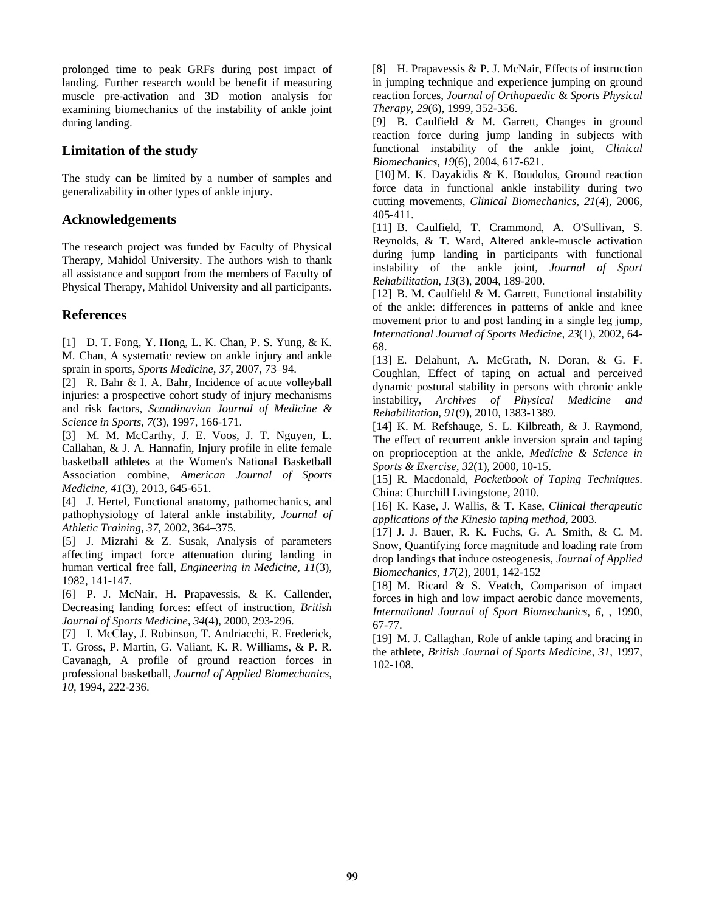prolonged time to peak GRFs during post impact of landing. Further research would be benefit if measuring muscle pre-activation and 3D motion analysis for examining biomechanics of the instability of ankle joint during landing.

## Limitation of the study

The study can be limited by a number of samples and generalizability in other types of ankle injury.

## Acknowledgements

The research project was funded by Faculty of Physical Therapy, Mahidol University. The authors wish to thank all assistance and support from the members of Faculty of Physical Therapy, Mahidol University and all participants.

## References

[1] D. T. Fong, Y. Hong, L. K. Chan, P. S. Yung, & K. M. Chan, A systematic review on ankle injury and ankle sprain in sports, *Sports Medicine, 37*, 2007, 73–94.

[2] R. Bahr & I. A. Bahr, Incidence of acute volleyball injuries: a prospective cohort study of injury mechanisms and risk factors, *Scandinavian Journal of Medicine & Science in Sports, 7*(3), 1997, 166-171.

[3] M. M. McCarthy, J. E. Voos, J. T. Nguyen, L. Callahan, & J. A. Hannafin, Injury profile in elite female basketball athletes at the Women's National Basketball Association combine, *American Journal of Sports Medicine, 41*(3), 2013, 645-651.

[4] J. Hertel, Functional anatomy, pathomechanics, and pathophysiology of lateral ankle instability, *Journal of Athletic Training, 37*, 2002, 364–375.

[5] J. Mizrahi & Z. Susak, Analysis of parameters affecting impact force attenuation during landing in human vertical free fall, *Engineering in Medicine, 11*(3), 1982, 141-147.

[6] P. J. McNair, H. Prapavessis, & K. Callender, Decreasing landing forces: effect of instruction, *British Journal of Sports Medicine, 34*(4), 2000, 293-296.

[7] I. McClay, J. Robinson, T. Andriacchi, E. Frederick, T. Gross, P. Martin, G. Valiant, K. R. Williams, & P. R. Cavanagh, A profile of ground reaction forces in professional basketball, *Journal of Applied Biomechanics, 10*, 1994, 222-236.

[8] H. Prapavessis & P. J. McNair, Effects of instruction in jumping technique and experience jumping on ground reaction forces, *Journal of Orthopaedic & Sports Physical Therapy, 29*(6), 1999, 352-356.

[9] B. Caulfield & M. Garrett, Changes in ground reaction force during jump landing in subjects with functional instability of the ankle joint, *Clinical Biomechanics, 19*(6), 2004, 617-621.

[10] M. K. Dayakidis & K. Boudolos, Ground reaction force data in functional ankle instability during two cutting movements, *Clinical Biomechanics, 21*(4), 2006, 405-411.

[11] B. Caulfield, T. Crammond, A. O'Sullivan, S. Reynolds, & T. Ward, Altered ankle-muscle activation during jump landing in participants with functional instability of the ankle joint, *Journal of Sport Rehabilitation, 13*(3), 2004, 189-200.

[12] B. M. Caulfield & M. Garrett, Functional instability of the ankle: differences in patterns of ankle and knee movement prior to and post landing in a single leg jump, *International Journal of Sports Medicine, 23*(1), 2002, 64-68.

[13] E. Delahunt, A. McGrath, N. Doran, & G. F. Coughlan, Effect of taping on actual and perceived dynamic postural stability in persons with chronic ankle instability, *Archives of Physical Medicine and Rehabilitation, 91*(9), 2010, 1383-1389.

[14] K. M. Refshauge, S. L. Kilbreath, & J. Raymond, The effect of recurrent ankle inversion sprain and taping on proprioception at the ankle, *Medicine & Science in Sports & Exercise, 32*(1), 2000, 10-15.

[15] R. Macdonald, *Pocketbook of Taping Techniques*. China: Churchill Livingstone, 2010.

[16] K. Kase, J. Wallis, & T. Kase, *Clinical therapeutic applications of the Kinesio taping method*, 2003.

[17] J. J. Bauer, R. K. Fuchs, G. A. Smith, & C. M. Snow, Quantifying force magnitude and loading rate from drop landings that induce osteogenesis, *Journal of Applied Biomechanics, 17*(2), 2001, 142-152

[18] M. Ricard & S. Veatch, Comparison of impact forces in high and low impact aerobic dance movements, *International Journal of Sport Biomechanics, 6*, , 1990, 67-77.

[19] M. J. Callaghan, Role of ankle taping and bracing in the athlete, *British Journal of Sports Medicine, 31*, 1997, 102-108.